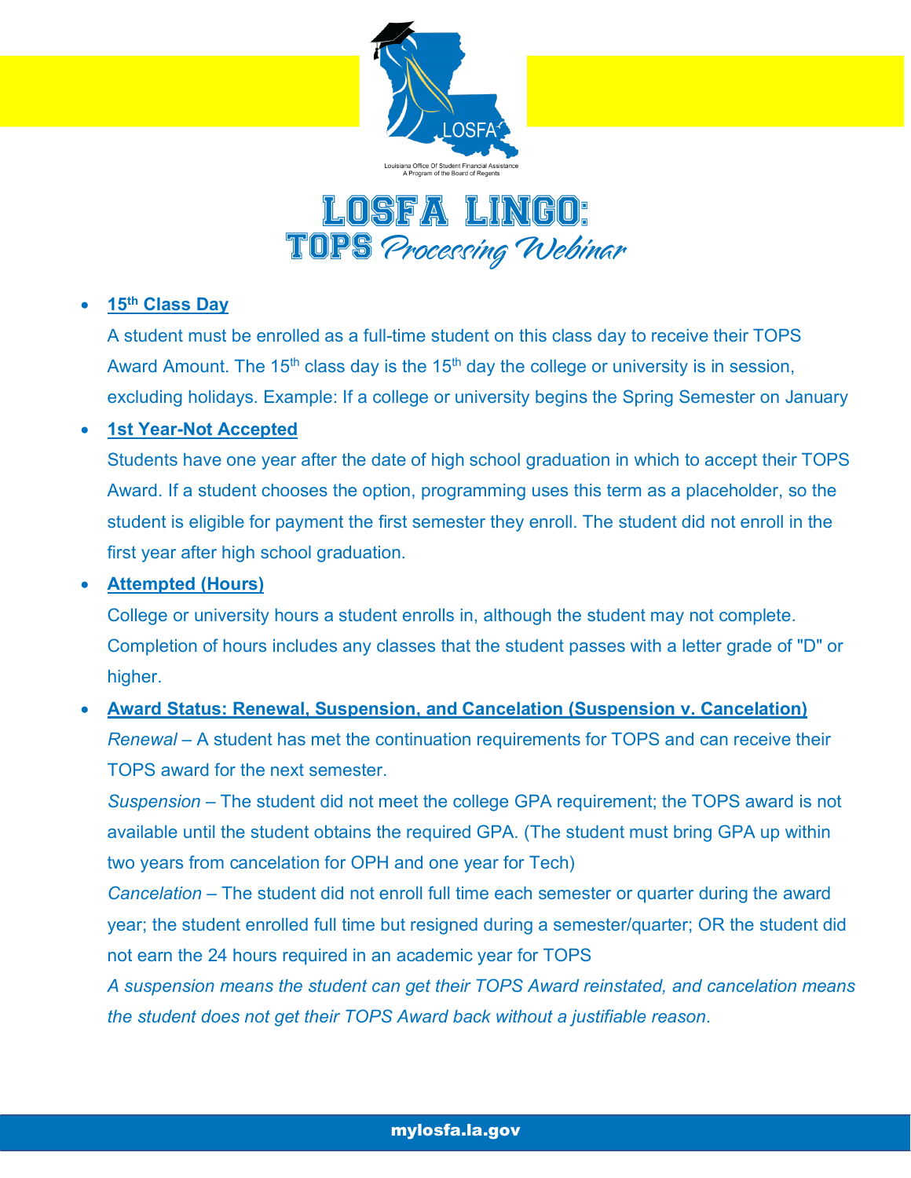Louisiana Office Of Student Financial Assistance
A Program of the Board of Regents

# LOSFA LINGO: TOPS *Processing Webinar*

- **15th Class Day**

  A student must be enrolled as a full-time student on this class day to receive their TOPS Award Amount. The 15th class day is the 15th day the college or university is in session, excluding holidays. Example: If a college or university begins the Spring Semester on January

- **1st Year-Not Accepted**

  Students have one year after the date of high school graduation in which to accept their TOPS Award. If a student chooses the option, programming uses this term as a placeholder, so the student is eligible for payment the first semester they enroll. The student did not enroll in the first year after high school graduation.

- **Attempted (Hours)**

  College or university hours a student enrolls in, although the student may not complete. Completion of hours includes any classes that the student passes with a letter grade of "D" or higher.

- **Award Status: Renewal, Suspension, and Cancelation (Suspension v. Cancelation)**

  *Renewal* – A student has met the continuation requirements for TOPS and can receive their TOPS award for the next semester.

  *Suspension* – The student did not meet the college GPA requirement; the TOPS award is not available until the student obtains the required GPA. (The student must bring GPA up within two years from cancelation for OPH and one year for Tech)

  *Cancelation* – The student did not enroll full time each semester or quarter during the award year; the student enrolled full time but resigned during a semester/quarter; OR the student did not earn the 24 hours required in an academic year for TOPS

  *A suspension means the student can get their TOPS Award reinstated, and cancelation means the student does not get their TOPS Award back without a justifiable reason.*

mylosfa.la.gov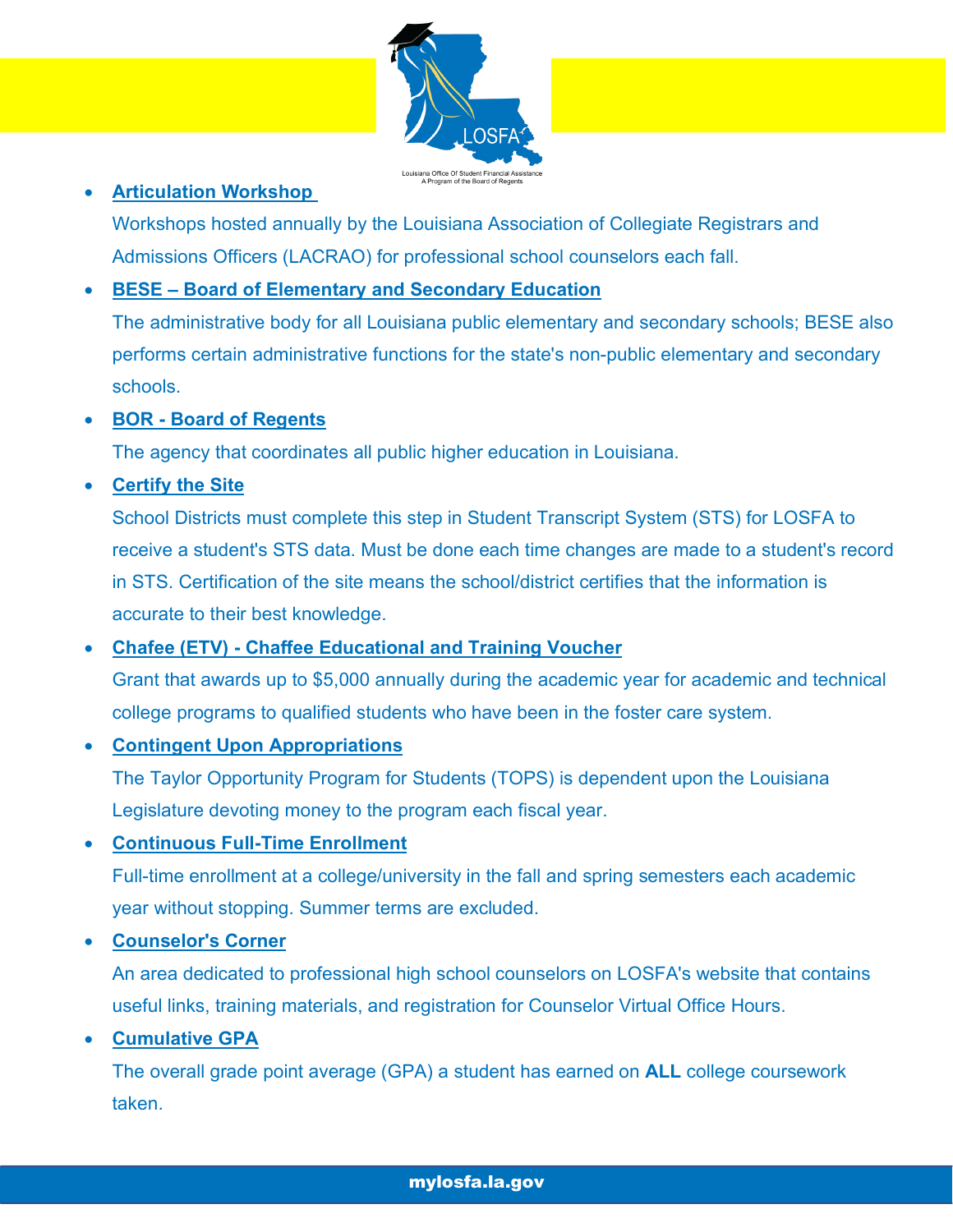- **Articulation Workshop**

  Workshops hosted annually by the Louisiana Association of Collegiate Registrars and Admissions Officers (LACRAO) for professional school counselors each fall.

- **BESE – Board of Elementary and Secondary Education**

  The administrative body for all Louisiana public elementary and secondary schools; BESE also performs certain administrative functions for the state's non-public elementary and secondary schools.

- **BOR - Board of Regents**

  The agency that coordinates all public higher education in Louisiana.

- **Certify the Site**

  School Districts must complete this step in Student Transcript System (STS) for LOSFA to receive a student's STS data. Must be done each time changes are made to a student's record in STS. Certification of the site means the school/district certifies that the information is accurate to their best knowledge.

- **Chafee (ETV) - Chaffee Educational and Training Voucher**

  Grant that awards up to $5,000 annually during the academic year for academic and technical college programs to qualified students who have been in the foster care system.

- **Contingent Upon Appropriations**

  The Taylor Opportunity Program for Students (TOPS) is dependent upon the Louisiana Legislature devoting money to the program each fiscal year.

- **Continuous Full-Time Enrollment**

  Full-time enrollment at a college/university in the fall and spring semesters each academic year without stopping. Summer terms are excluded.

- **Counselor's Corner**

  An area dedicated to professional high school counselors on LOSFA's website that contains useful links, training materials, and registration for Counselor Virtual Office Hours.

- **Cumulative GPA**

  The overall grade point average (GPA) a student has earned on **ALL** college coursework taken.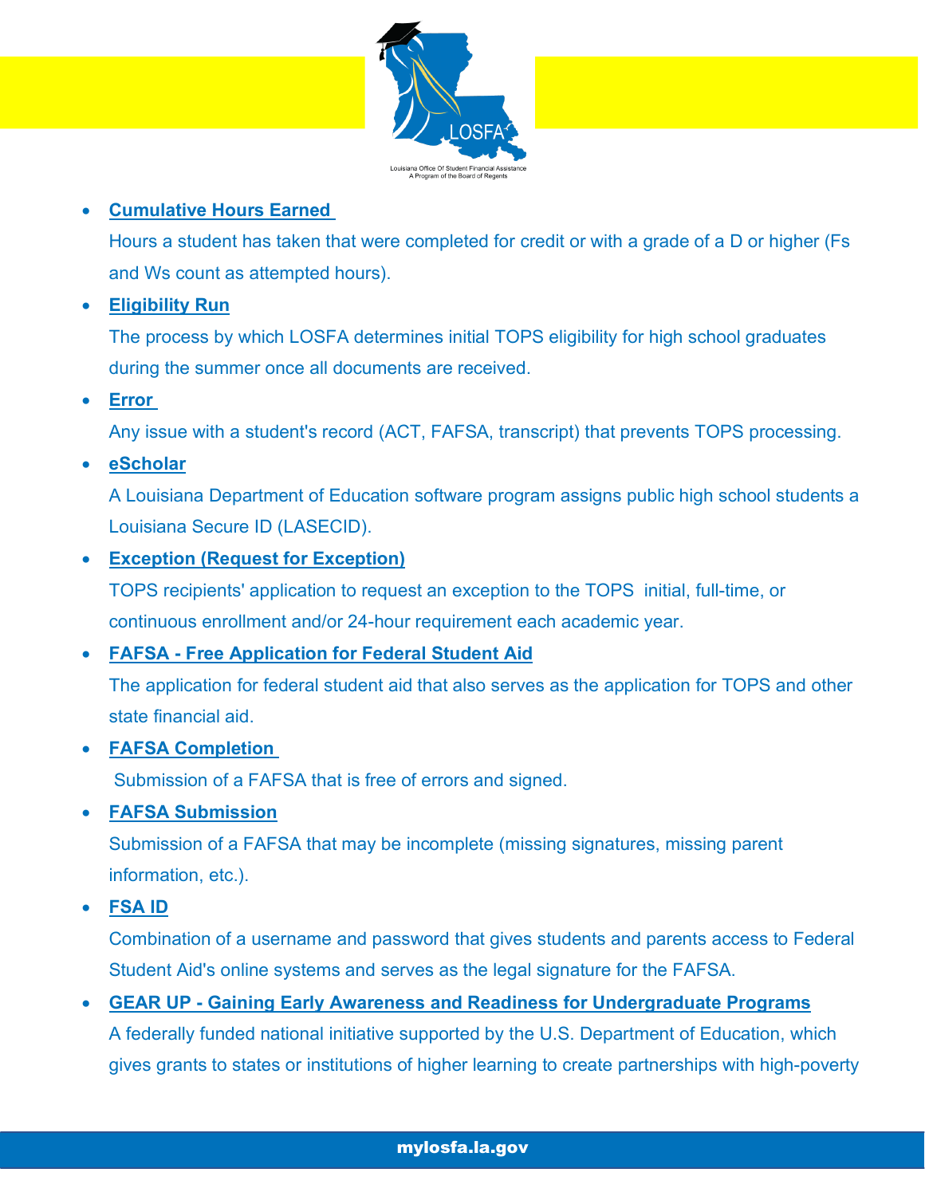- **Cumulative Hours Earned**

  Hours a student has taken that were completed for credit or with a grade of a D or higher (Fs and Ws count as attempted hours).

- **Eligibility Run**

  The process by which LOSFA determines initial TOPS eligibility for high school graduates during the summer once all documents are received.

- **Error**

  Any issue with a student's record (ACT, FAFSA, transcript) that prevents TOPS processing.

- **eScholar**

  A Louisiana Department of Education software program assigns public high school students a Louisiana Secure ID (LASECID).

- **Exception (Request for Exception)**

  TOPS recipients' application to request an exception to the TOPS initial, full-time, or continuous enrollment and/or 24-hour requirement each academic year.

- **FAFSA - Free Application for Federal Student Aid**

  The application for federal student aid that also serves as the application for TOPS and other state financial aid.

- **FAFSA Completion**

  Submission of a FAFSA that is free of errors and signed.

- **FAFSA Submission**

  Submission of a FAFSA that may be incomplete (missing signatures, missing parent information, etc.).

- **FSA ID**

  Combination of a username and password that gives students and parents access to Federal Student Aid's online systems and serves as the legal signature for the FAFSA.

- **GEAR UP - Gaining Early Awareness and Readiness for Undergraduate Programs**

  A federally funded national initiative supported by the U.S. Department of Education, which gives grants to states or institutions of higher learning to create partnerships with high-poverty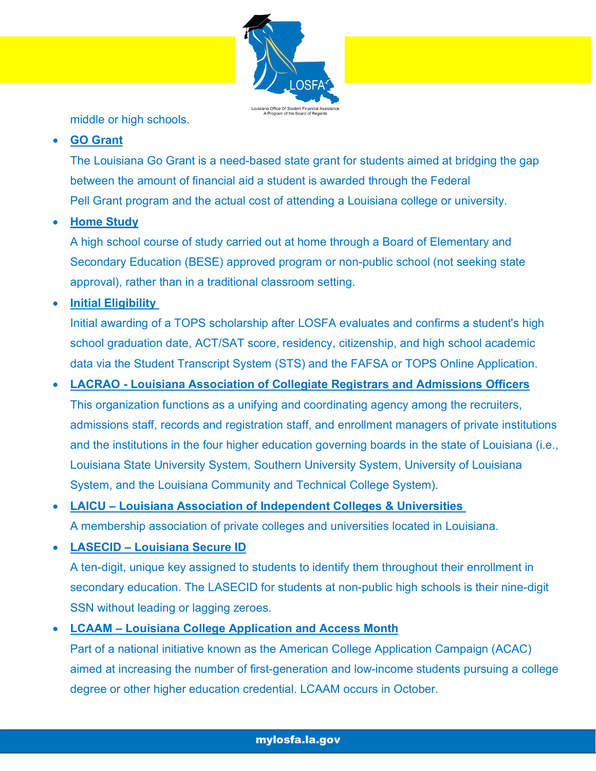middle or high schools.

- **GO Grant**

  The Louisiana Go Grant is a need-based state grant for students aimed at bridging the gap between the amount of financial aid a student is awarded through the Federal Pell Grant program and the actual cost of attending a Louisiana college or university.

- **Home Study**

  A high school course of study carried out at home through a Board of Elementary and Secondary Education (BESE) approved program or non-public school (not seeking state approval), rather than in a traditional classroom setting.

- **Initial Eligibility**

  Initial awarding of a TOPS scholarship after LOSFA evaluates and confirms a student's high school graduation date, ACT/SAT score, residency, citizenship, and high school academic data via the Student Transcript System (STS) and the FAFSA or TOPS Online Application.

- **LACRAO - Louisiana Association of Collegiate Registrars and Admissions Officers**

  This organization functions as a unifying and coordinating agency among the recruiters, admissions staff, records and registration staff, and enrollment managers of private institutions and the institutions in the four higher education governing boards in the state of Louisiana (i.e., Louisiana State University System, Southern University System, University of Louisiana System, and the Louisiana Community and Technical College System).

- **LAICU – Louisiana Association of Independent Colleges & Universities**

  A membership association of private colleges and universities located in Louisiana.

- **LASECID – Louisiana Secure ID**

  A ten-digit, unique key assigned to students to identify them throughout their enrollment in secondary education. The LASECID for students at non-public high schools is their nine-digit SSN without leading or lagging zeroes.

- **LCAAM – Louisiana College Application and Access Month**

  Part of a national initiative known as the American College Application Campaign (ACAC) aimed at increasing the number of first-generation and low-income students pursuing a college degree or other higher education credential. LCAAM occurs in October.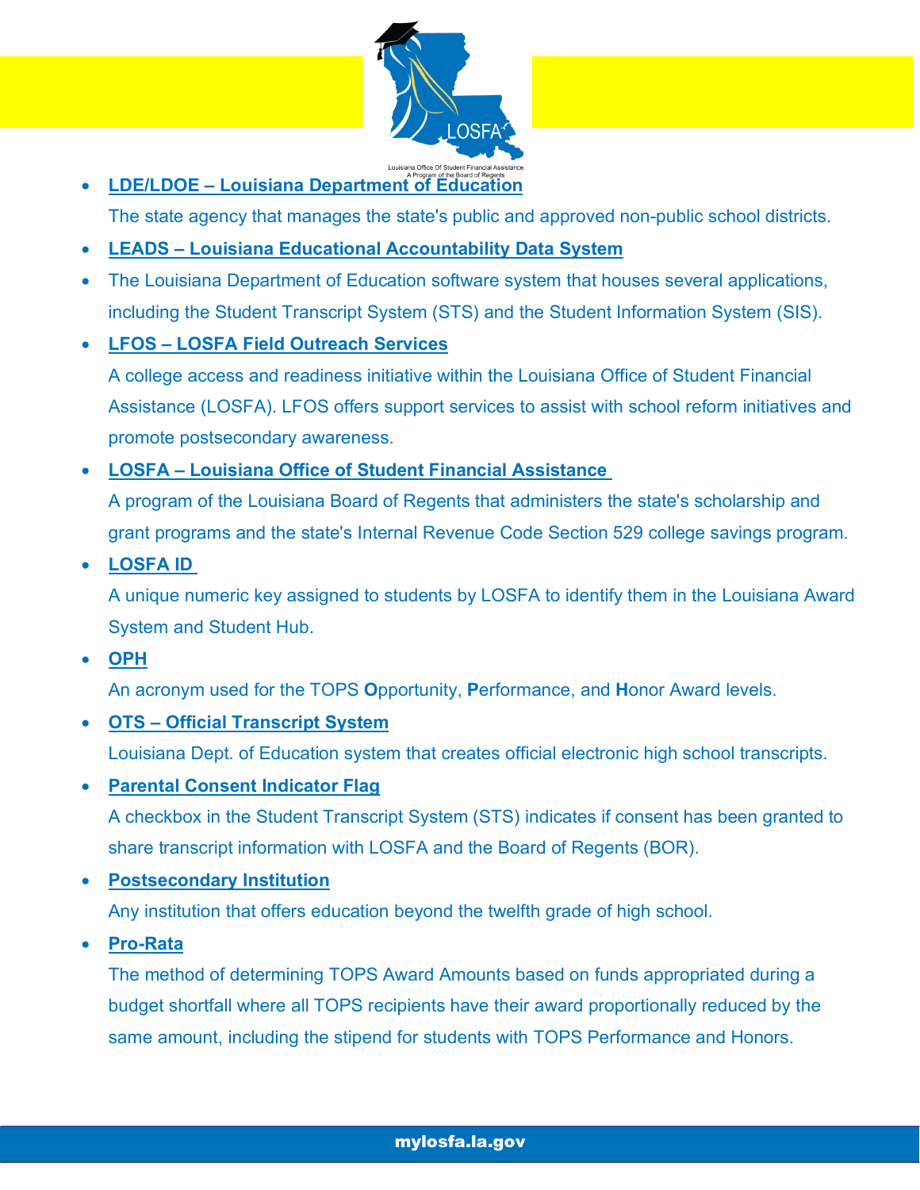- **LDE/LDOE – Louisiana Department of Education**

  The state agency that manages the state's public and approved non-public school districts.

- **LEADS – Louisiana Educational Accountability Data System**

- The Louisiana Department of Education software system that houses several applications, including the Student Transcript System (STS) and the Student Information System (SIS).

- **LFOS – LOSFA Field Outreach Services**

  A college access and readiness initiative within the Louisiana Office of Student Financial Assistance (LOSFA). LFOS offers support services to assist with school reform initiatives and promote postsecondary awareness.

- **LOSFA – Louisiana Office of Student Financial Assistance**

  A program of the Louisiana Board of Regents that administers the state's scholarship and grant programs and the state's Internal Revenue Code Section 529 college savings program.

- **LOSFA ID**

  A unique numeric key assigned to students by LOSFA to identify them in the Louisiana Award System and Student Hub.

- **OPH**

  An acronym used for the TOPS **O**pportunity, **P**erformance, and **H**onor Award levels.

- **OTS – Official Transcript System**

  Louisiana Dept. of Education system that creates official electronic high school transcripts.

- **Parental Consent Indicator Flag**

  A checkbox in the Student Transcript System (STS) indicates if consent has been granted to share transcript information with LOSFA and the Board of Regents (BOR).

- **Postsecondary Institution**

  Any institution that offers education beyond the twelfth grade of high school.

- **Pro-Rata**

  The method of determining TOPS Award Amounts based on funds appropriated during a budget shortfall where all TOPS recipients have their award proportionally reduced by the same amount, including the stipend for students with TOPS Performance and Honors.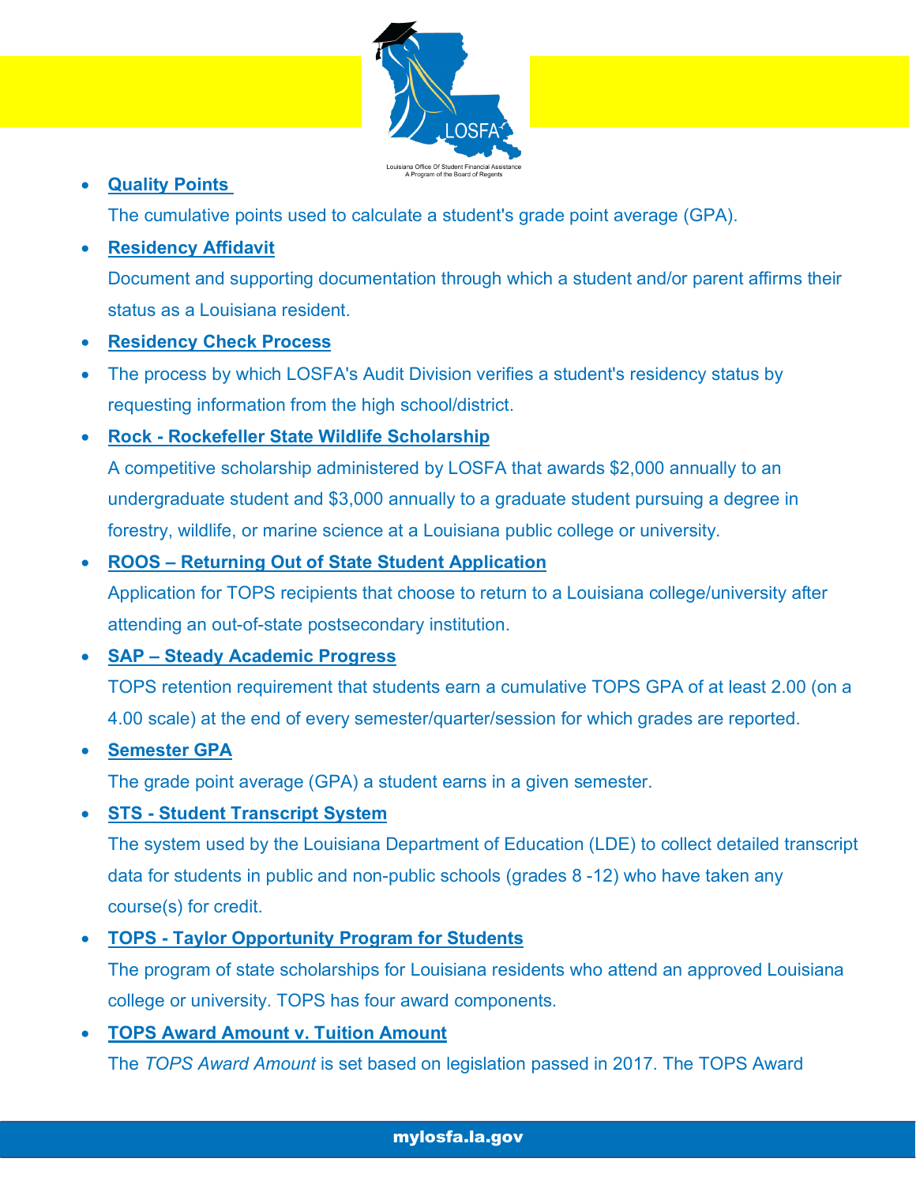- **Quality Points**

  The cumulative points used to calculate a student's grade point average (GPA).

- **Residency Affidavit**

  Document and supporting documentation through which a student and/or parent affirms their status as a Louisiana resident.

- **Residency Check Process**

- The process by which LOSFA's Audit Division verifies a student's residency status by requesting information from the high school/district.

- **Rock - Rockefeller State Wildlife Scholarship**

  A competitive scholarship administered by LOSFA that awards $2,000 annually to an undergraduate student and $3,000 annually to a graduate student pursuing a degree in forestry, wildlife, or marine science at a Louisiana public college or university.

- **ROOS – Returning Out of State Student Application**

  Application for TOPS recipients that choose to return to a Louisiana college/university after attending an out-of-state postsecondary institution.

- **SAP – Steady Academic Progress**

  TOPS retention requirement that students earn a cumulative TOPS GPA of at least 2.00 (on a 4.00 scale) at the end of every semester/quarter/session for which grades are reported.

- **Semester GPA**

  The grade point average (GPA) a student earns in a given semester.

- **STS - Student Transcript System**

  The system used by the Louisiana Department of Education (LDE) to collect detailed transcript data for students in public and non-public schools (grades 8 -12) who have taken any course(s) for credit.

- **TOPS - Taylor Opportunity Program for Students**

  The program of state scholarships for Louisiana residents who attend an approved Louisiana college or university. TOPS has four award components.

- **TOPS Award Amount v. Tuition Amount**

  The *TOPS Award Amount* is set based on legislation passed in 2017. The TOPS Award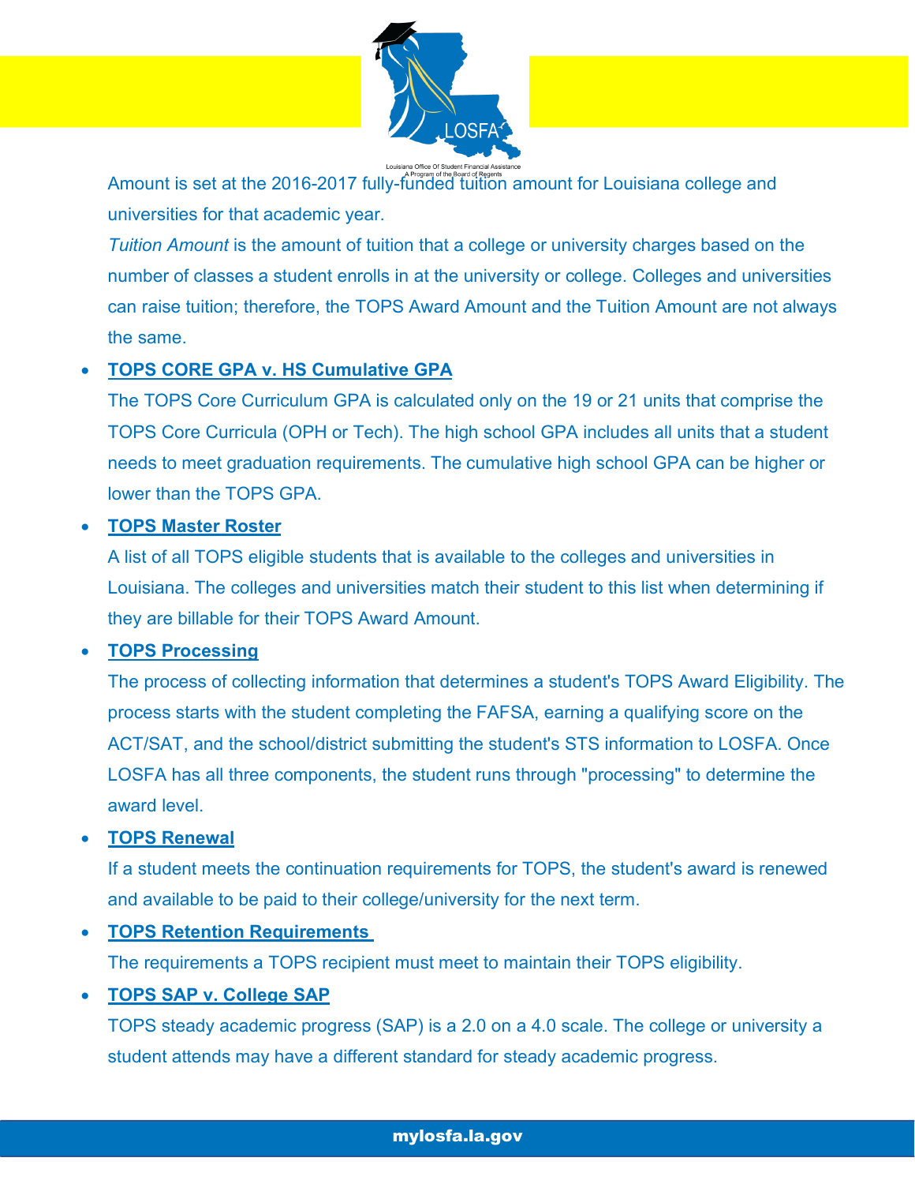Amount is set at the 2016-2017 fully-funded tuition amount for Louisiana college and universities for that academic year.

*Tuition Amount* is the amount of tuition that a college or university charges based on the number of classes a student enrolls in at the university or college. Colleges and universities can raise tuition; therefore, the TOPS Award Amount and the Tuition Amount are not always the same.

- **TOPS CORE GPA v. HS Cumulative GPA**

  The TOPS Core Curriculum GPA is calculated only on the 19 or 21 units that comprise the TOPS Core Curricula (OPH or Tech). The high school GPA includes all units that a student needs to meet graduation requirements. The cumulative high school GPA can be higher or lower than the TOPS GPA.

- **TOPS Master Roster**

  A list of all TOPS eligible students that is available to the colleges and universities in Louisiana. The colleges and universities match their student to this list when determining if they are billable for their TOPS Award Amount.

- **TOPS Processing**

  The process of collecting information that determines a student's TOPS Award Eligibility. The process starts with the student completing the FAFSA, earning a qualifying score on the ACT/SAT, and the school/district submitting the student's STS information to LOSFA. Once LOSFA has all three components, the student runs through "processing" to determine the award level.

- **TOPS Renewal**

  If a student meets the continuation requirements for TOPS, the student's award is renewed and available to be paid to their college/university for the next term.

- **TOPS Retention Requirements**

  The requirements a TOPS recipient must meet to maintain their TOPS eligibility.

- **TOPS SAP v. College SAP**

  TOPS steady academic progress (SAP) is a 2.0 on a 4.0 scale. The college or university a student attends may have a different standard for steady academic progress.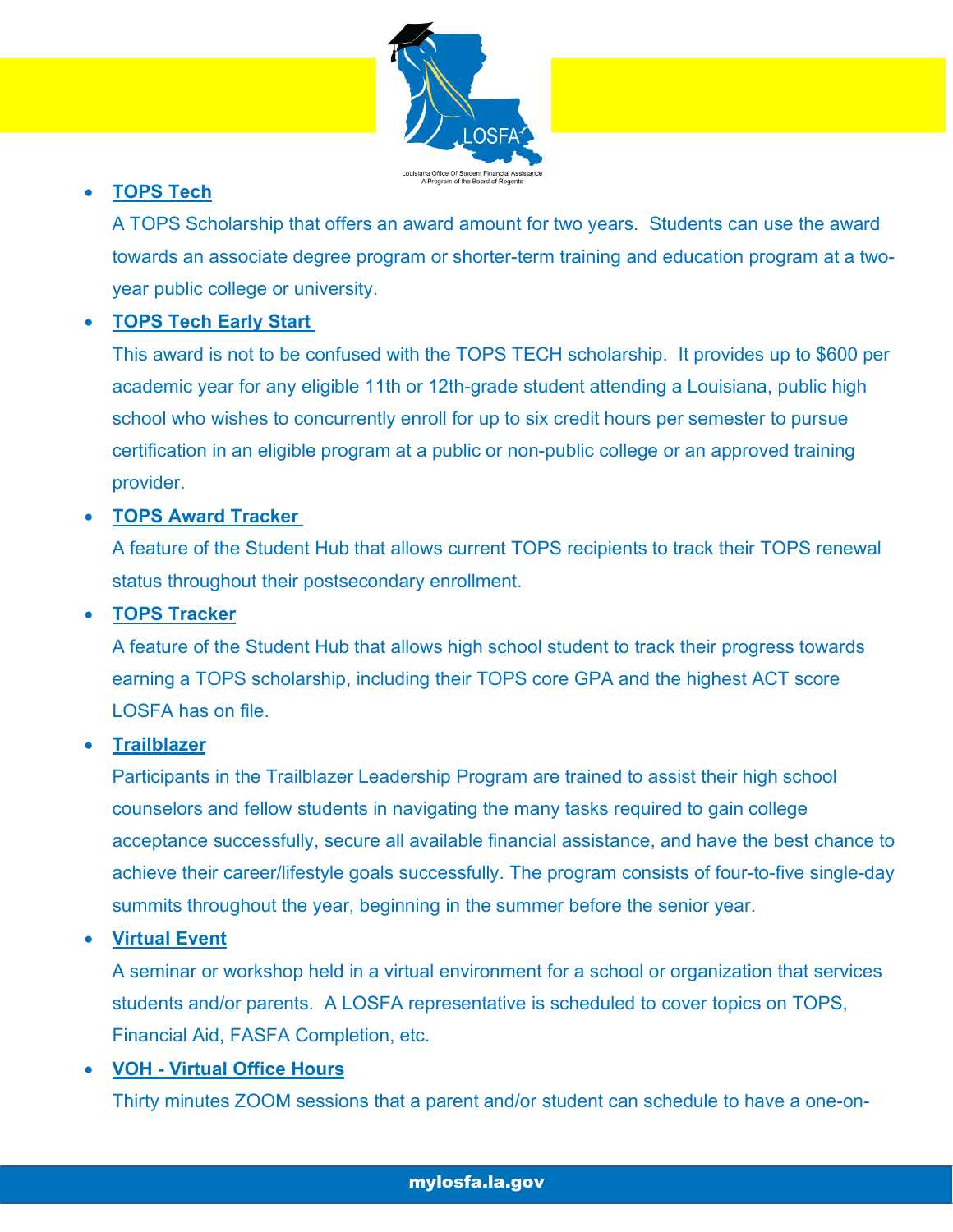- **TOPS Tech**

  A TOPS Scholarship that offers an award amount for two years. Students can use the award towards an associate degree program or shorter-term training and education program at a two-year public college or university.

- **TOPS Tech Early Start**

  This award is not to be confused with the TOPS TECH scholarship. It provides up to $600 per academic year for any eligible 11th or 12th-grade student attending a Louisiana, public high school who wishes to concurrently enroll for up to six credit hours per semester to pursue certification in an eligible program at a public or non-public college or an approved training provider.

- **TOPS Award Tracker**

  A feature of the Student Hub that allows current TOPS recipients to track their TOPS renewal status throughout their postsecondary enrollment.

- **TOPS Tracker**

  A feature of the Student Hub that allows high school student to track their progress towards earning a TOPS scholarship, including their TOPS core GPA and the highest ACT score LOSFA has on file.

- **Trailblazer**

  Participants in the Trailblazer Leadership Program are trained to assist their high school counselors and fellow students in navigating the many tasks required to gain college acceptance successfully, secure all available financial assistance, and have the best chance to achieve their career/lifestyle goals successfully. The program consists of four-to-five single-day summits throughout the year, beginning in the summer before the senior year.

- **Virtual Event**

  A seminar or workshop held in a virtual environment for a school or organization that services students and/or parents. A LOSFA representative is scheduled to cover topics on TOPS, Financial Aid, FASFA Completion, etc.

- **VOH - Virtual Office Hours**

  Thirty minutes ZOOM sessions that a parent and/or student can schedule to have a one-on-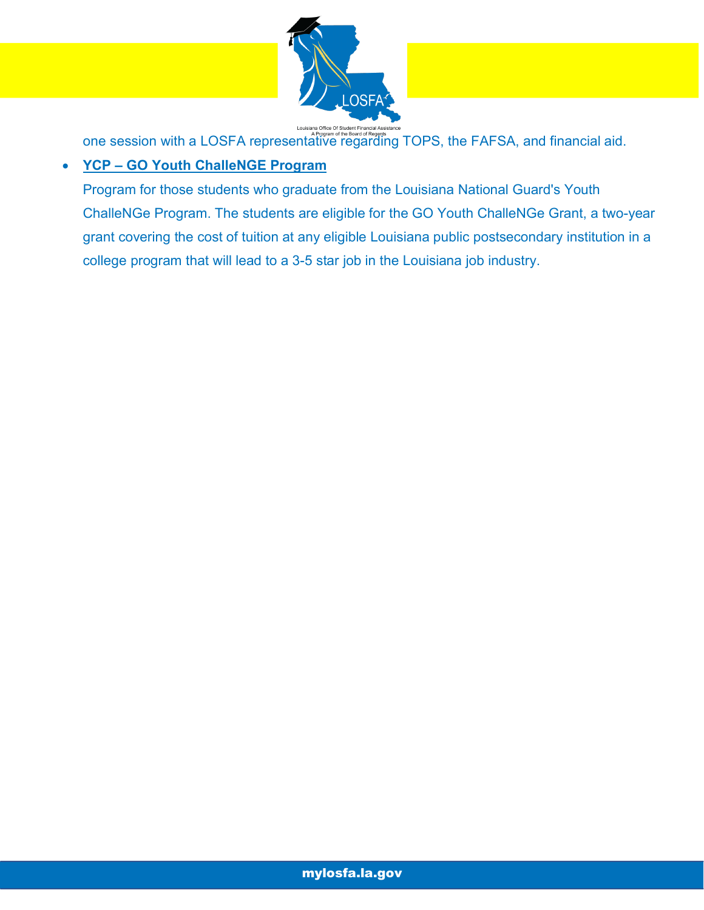one session with a LOSFA representative regarding TOPS, the FAFSA, and financial aid.

- **YCP – GO Youth ChalleNGE Program**

  Program for those students who graduate from the Louisiana National Guard's Youth ChalleNGe Program. The students are eligible for the GO Youth ChalleNGe Grant, a two-year grant covering the cost of tuition at any eligible Louisiana public postsecondary institution in a college program that will lead to a 3-5 star job in the Louisiana job industry.